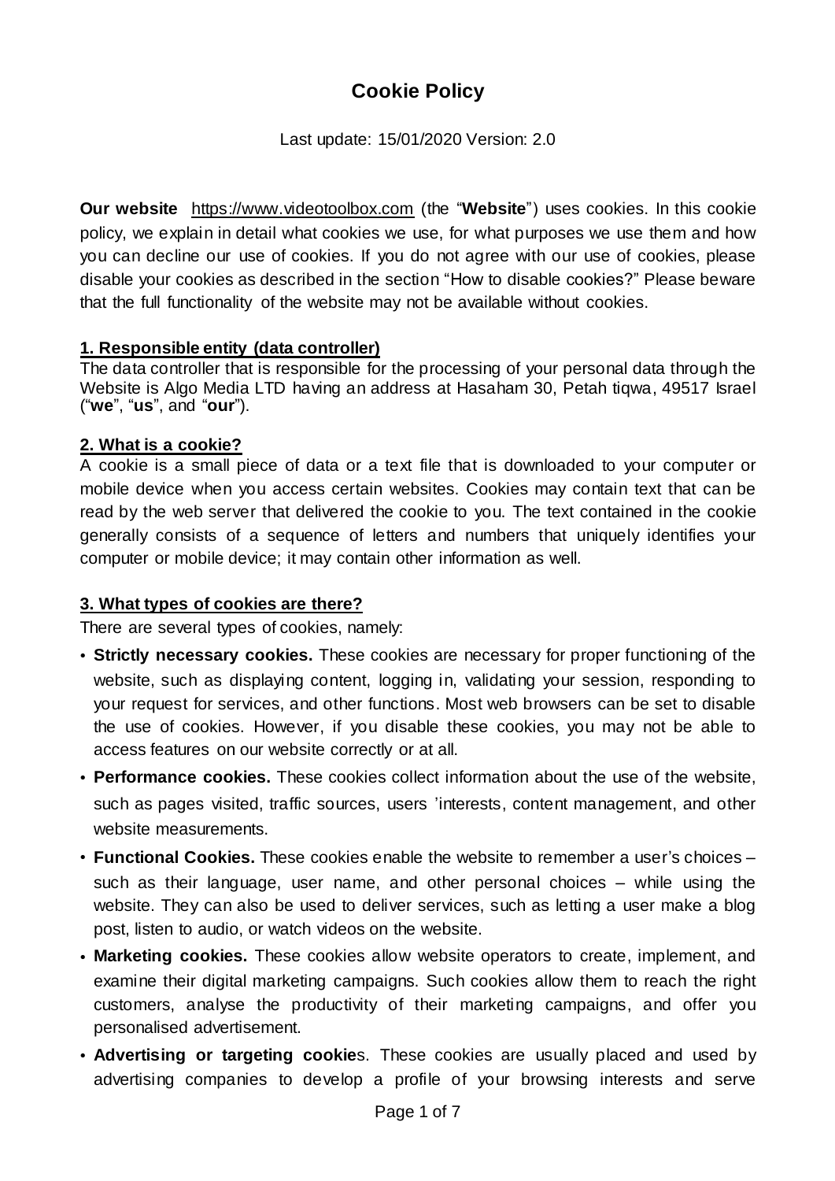# Cookie Policy

Last update: 15/01/2020 Version: 2.0

**Our website** https://www.videotoolbox.com (the "**Website**") uses cookies. In this cookie policy, we explain in detail what cookies we use, for what purposes we use them and how you can decline our use of cookies. If you do not agree with our use of cookies, please disable your cookies as described in the section "How to disable cookies?" Please beware that the full functionality of the website may not be available without cookies.

## 1. Responsible entity (data controller)

The data controller that is responsible for the processing of your personal data through the Website is Algo Media LTD having an address at Hasaham 30, Petah tiqwa, 49517 Israel ("**we**", "**us**", and "**our**").

## 2. What is a cookie?

A cookie is a small piece of data or a text file that is downloaded to your computer or mobile device when you access certain websites. Cookies may contain text that can be read by the web server that delivered the cookie to you. The text contained in the cookie generally consists of a sequence of letters and numbers that uniquely identifies your computer or mobile device; it may contain other information as well.

## 3. What types of cookies are there?

There are several types of cookies, namely:

- **Strictly necessary cookies.** These cookies are necessary for proper functioning of the website, such as displaying content, logging in, validating your session, responding to your request for services, and other functions. Most web browsers can be set to disable the use of cookies. However, if you disable these cookies, you may not be able to access features on our website correctly or at all.
- **Performance cookies.** These cookies collect information about the use of the website, such as pages visited, traffic sources, users 'interests, content management, and other website measurements.
- **Functional Cookies.** These cookies enable the website to remember a user's choices – such as their language, user name, and other personal choices – while using the website. They can also be used to deliver services, such as letting a user make a blog post, listen to audio, or watch videos on the website.
- **Marketing cookies.** These cookies allow website operators to create, implement, and examine their digital marketing campaigns. Such cookies allow them to reach the right customers, analyse the productivity of their marketing campaigns, and offer you personalised advertisement.
- **Advertising or targeting cookie**s. These cookies are usually placed and used by advertising companies to develop a profile of your browsing interests and serve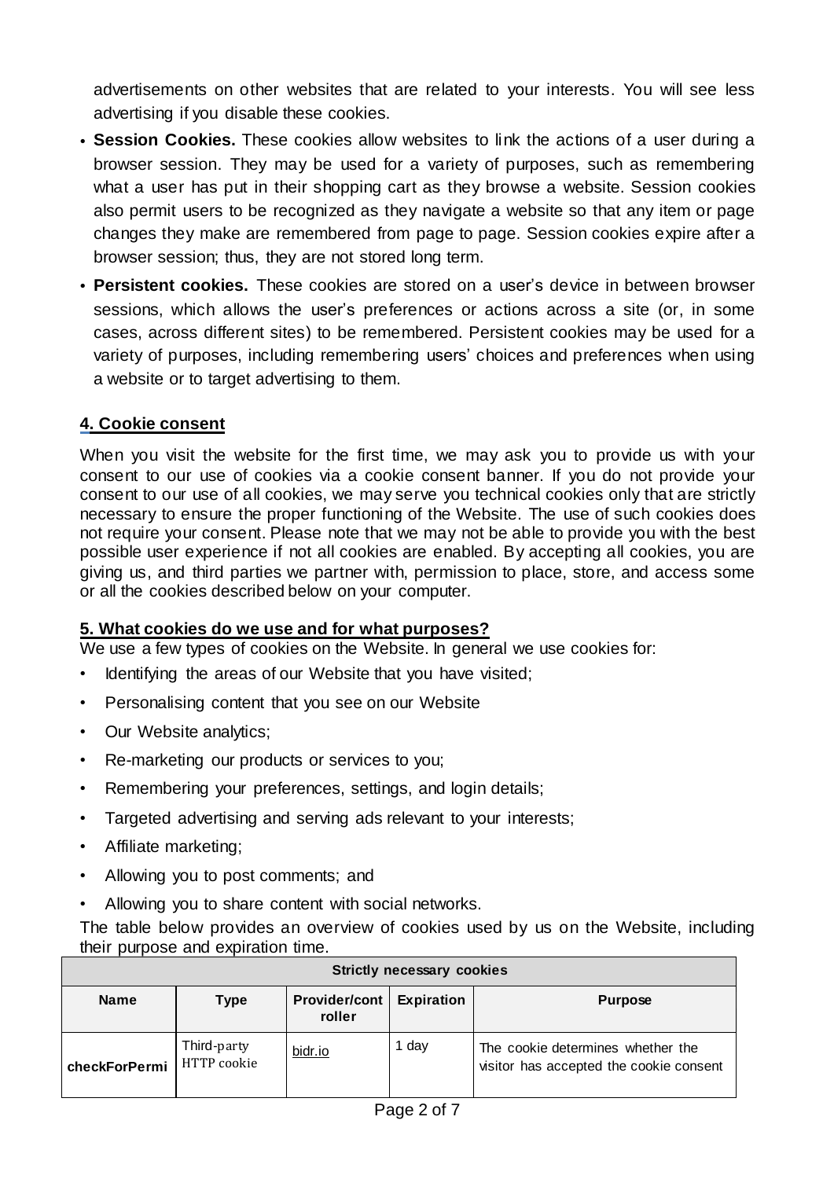advertisements on other websites that are related to your interests. You will see less advertising if you disable these cookies.

- **Session Cookies.** These cookies allow websites to link the actions of a user during a browser session. They may be used for a variety of purposes, such as remembering what a user has put in their shopping cart as they browse a website. Session cookies also permit users to be recognized as they navigate a website so that any item or page changes they make are remembered from page to page. Session cookies expire after a browser session; thus, they are not stored long term.
- **Persistent cookies.** These cookies are stored on a user's device in between browser sessions, which allows the user's preferences or actions across a site (or, in some cases, across different sites) to be remembered. Persistent cookies may be used for a variety of purposes, including remembering users' choices and preferences when using a website or to target advertising to them.

## 4. Cookie consent

When you visit the website for the first time, we may ask you to provide us with your consent to our use of cookies via a cookie consent banner. If you do not provide your consent to our use of all cookies, we may serve you technical cookies only that are strictly necessary to ensure the proper functioning of the Website. The use of such cookies does not require your consent. Please note that we may not be able to provide you with the best possible user experience if not all cookies are enabled. By accepting all cookies, you are giving us, and third parties we partner with, permission to place, store, and access some or all the cookies described below on your computer.

## 5. What cookies do we use and for what purposes?

We use a few types of cookies on the Website. In general we use cookies for:

- Identifying the areas of our Website that you have visited;
- Personalising content that you see on our Website
- Our Website analytics;
- Re-marketing our products or services to you;
- Remembering your preferences, settings, and login details;
- Targeted advertising and serving ads relevant to your interests;
- Affiliate marketing;
- Allowing you to post comments; and
- Allowing you to share content with social networks.

The table below provides an overview of cookies used by us on the Website, including their purpose and expiration time.

| Strictly necessary cookies | | | | |
|---|---|---|---|---|
| **Name** | **Type** | **Provider/controller** | **Expiration** | **Purpose** |
| **checkForPermi** | Third-party HTTP cookie | bidr.io | 1 day | The cookie determines whether the visitor has accepted the cookie consent |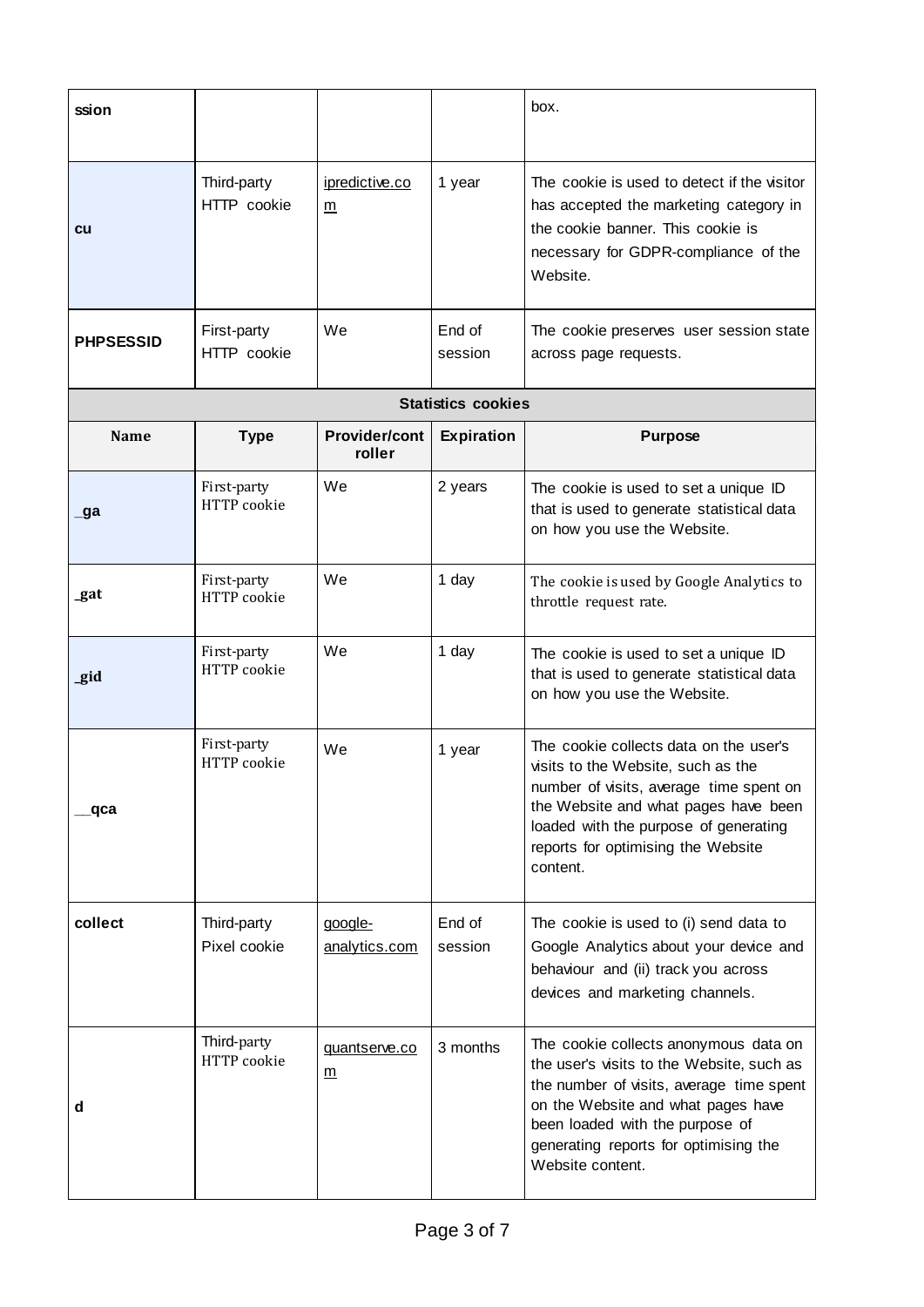| | | | | |
|---|---|---|---|---|
| **ssion** | | | | box. |
| **cu** | Third-party HTTP cookie | ipredictive.com | 1 year | The cookie is used to detect if the visitor has accepted the marketing category in the cookie banner. This cookie is necessary for GDPR-compliance of the Website. |
| **PHPSESSID** | First-party HTTP cookie | We | End of session | The cookie preserves user session state across page requests. |

**Statistics cookies**

| Name | Type | Provider/controller | Expiration | Purpose |
|---|---|---|---|---|
| **_ga** | First-party HTTP cookie | We | 2 years | The cookie is used to set a unique ID that is used to generate statistical data on how you use the Website. |
| **_gat** | First-party HTTP cookie | We | 1 day | The cookie is used by Google Analytics to throttle request rate. |
| **_gid** | First-party HTTP cookie | We | 1 day | The cookie is used to set a unique ID that is used to generate statistical data on how you use the Website. |
| **__qca** | First-party HTTP cookie | We | 1 year | The cookie collects data on the user's visits to the Website, such as the number of visits, average time spent on the Website and what pages have been loaded with the purpose of generating reports for optimising the Website content. |
| **collect** | Third-party Pixel cookie | google-analytics.com | End of session | The cookie is used to (i) send data to Google Analytics about your device and behaviour and (ii) track you across devices and marketing channels. |
| **d** | Third-party HTTP cookie | quantserve.com | 3 months | The cookie collects anonymous data on the user's visits to the Website, such as the number of visits, average time spent on the Website and what pages have been loaded with the purpose of generating reports for optimising the Website content. |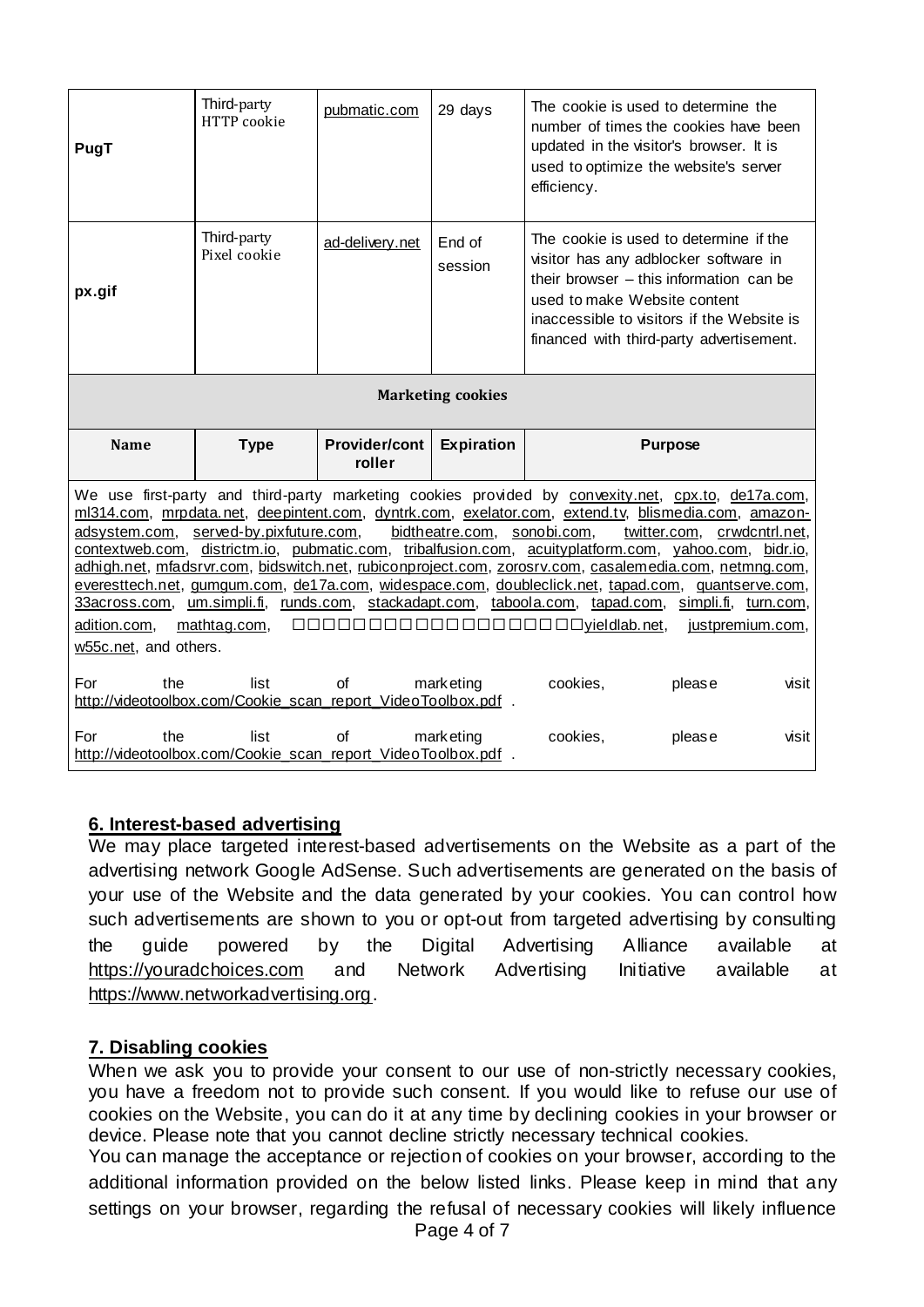| Name | Type | Provider/controller | Expiration | Purpose |
|---|---|---|---|---|
| **PugT** | Third-party HTTP cookie | pubmatic.com | 29 days | The cookie is used to determine the number of times the cookies have been updated in the visitor's browser. It is used to optimize the website's server efficiency. |
| **px.gif** | Third-party Pixel cookie | ad-delivery.net | End of session | The cookie is used to determine if the visitor has any adblocker software in their browser – this information can be used to make Website content inaccessible to visitors if the Website is financed with third-party advertisement. |
| **Marketing cookies** | | | | |
| **Name** | **Type** | **Provider/controller** | **Expiration** | **Purpose** |
| We use first-party and third-party marketing cookies provided by convexity.net, cpx.to, de17a.com, ml314.com, mrpdata.net, deepintent.com, dyntrk.com, exelator.com, extend.tv, blismedia.com, amazon-adsystem.com, served-by.pixfuture.com, bidtheatre.com, sonobi.com, twitter.com, crwdcntrl.net, contextweb.com, districtm.io, pubmatic.com, tribalfusion.com, acuityplatform.com, yahoo.com, bidr.io, adhigh.net, mfadsrvr.com, bidswitch.net, rubiconproject.com, zorosrv.com, casalemedia.com, netmng.com, everesttech.net, gumgum.com, de17a.com, widespace.com, doubleclick.net, tapad.com, quantserve.com, 33across.com, um.simpli.fi, runds.com, stackadapt.com, taboola.com, tapad.com, simpli.fi, turn.com, adition.com, mathtag.com, □□□□□□□□□□□□□□□□□□yieldlab.net, justpremium.com, w55c.net, and others. For the list of marketing cookies, please visit http://videotoolbox.com/Cookie_scan_report_VideoToolbox.pdf . For the list of marketing cookies, please visit http://videotoolbox.com/Cookie_scan_report_VideoToolbox.pdf . | | | | |

## 6. Interest-based advertising

We may place targeted interest-based advertisements on the Website as a part of the advertising network Google AdSense. Such advertisements are generated on the basis of your use of the Website and the data generated by your cookies. You can control how such advertisements are shown to you or opt-out from targeted advertising by consulting the guide powered by the Digital Advertising Alliance available at https://youradchoices.com and Network Advertising Initiative available at https://www.networkadvertising.org.

## 7. Disabling cookies

When we ask you to provide your consent to our use of non-strictly necessary cookies, you have a freedom not to provide such consent. If you would like to refuse our use of cookies on the Website, you can do it at any time by declining cookies in your browser or device. Please note that you cannot decline strictly necessary technical cookies.

You can manage the acceptance or rejection of cookies on your browser, according to the additional information provided on the below listed links. Please keep in mind that any settings on your browser, regarding the refusal of necessary cookies will likely influence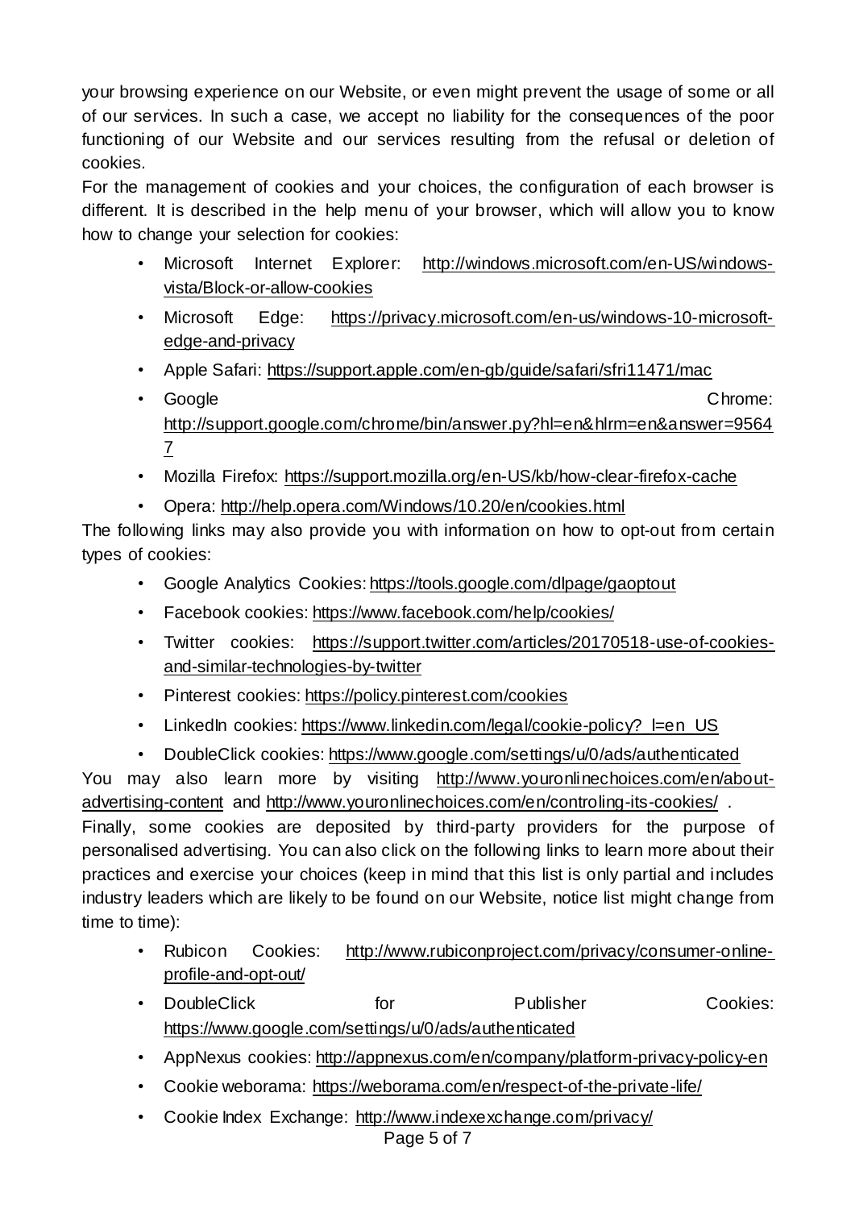your browsing experience on our Website, or even might prevent the usage of some or all of our services. In such a case, we accept no liability for the consequences of the poor functioning of our Website and our services resulting from the refusal or deletion of cookies.

For the management of cookies and your choices, the configuration of each browser is different. It is described in the help menu of your browser, which will allow you to know how to change your selection for cookies:

- Microsoft Internet Explorer: http://windows.microsoft.com/en-US/windows-vista/Block-or-allow-cookies
- Microsoft Edge: https://privacy.microsoft.com/en-us/windows-10-microsoft-edge-and-privacy
- Apple Safari: https://support.apple.com/en-gb/guide/safari/sfri11471/mac
- Google Chrome: http://support.google.com/chrome/bin/answer.py?hl=en&hlrm=en&answer=95647
- Mozilla Firefox: https://support.mozilla.org/en-US/kb/how-clear-firefox-cache
- Opera: http://help.opera.com/Windows/10.20/en/cookies.html

The following links may also provide you with information on how to opt-out from certain types of cookies:

- Google Analytics Cookies: https://tools.google.com/dlpage/gaoptout
- Facebook cookies: https://www.facebook.com/help/cookies/
- Twitter cookies: https://support.twitter.com/articles/20170518-use-of-cookies-and-similar-technologies-by-twitter
- Pinterest cookies: https://policy.pinterest.com/cookies
- LinkedIn cookies: https://www.linkedin.com/legal/cookie-policy?_l=en_US
- DoubleClick cookies: https://www.google.com/settings/u/0/ads/authenticated

You may also learn more by visiting http://www.youronlinechoices.com/en/about-advertising-content and http://www.youronlinechoices.com/en/controling-its-cookies/ .

Finally, some cookies are deposited by third-party providers for the purpose of personalised advertising. You can also click on the following links to learn more about their practices and exercise your choices (keep in mind that this list is only partial and includes industry leaders which are likely to be found on our Website, notice list might change from time to time):

- Rubicon Cookies: http://www.rubiconproject.com/privacy/consumer-online-profile-and-opt-out/
- DoubleClick for Publisher Cookies: https://www.google.com/settings/u/0/ads/authenticated
- AppNexus cookies: http://appnexus.com/en/company/platform-privacy-policy-en
- Cookie weborama: https://weborama.com/en/respect-of-the-private-life/
- Cookie Index Exchange: http://www.indexexchange.com/privacy/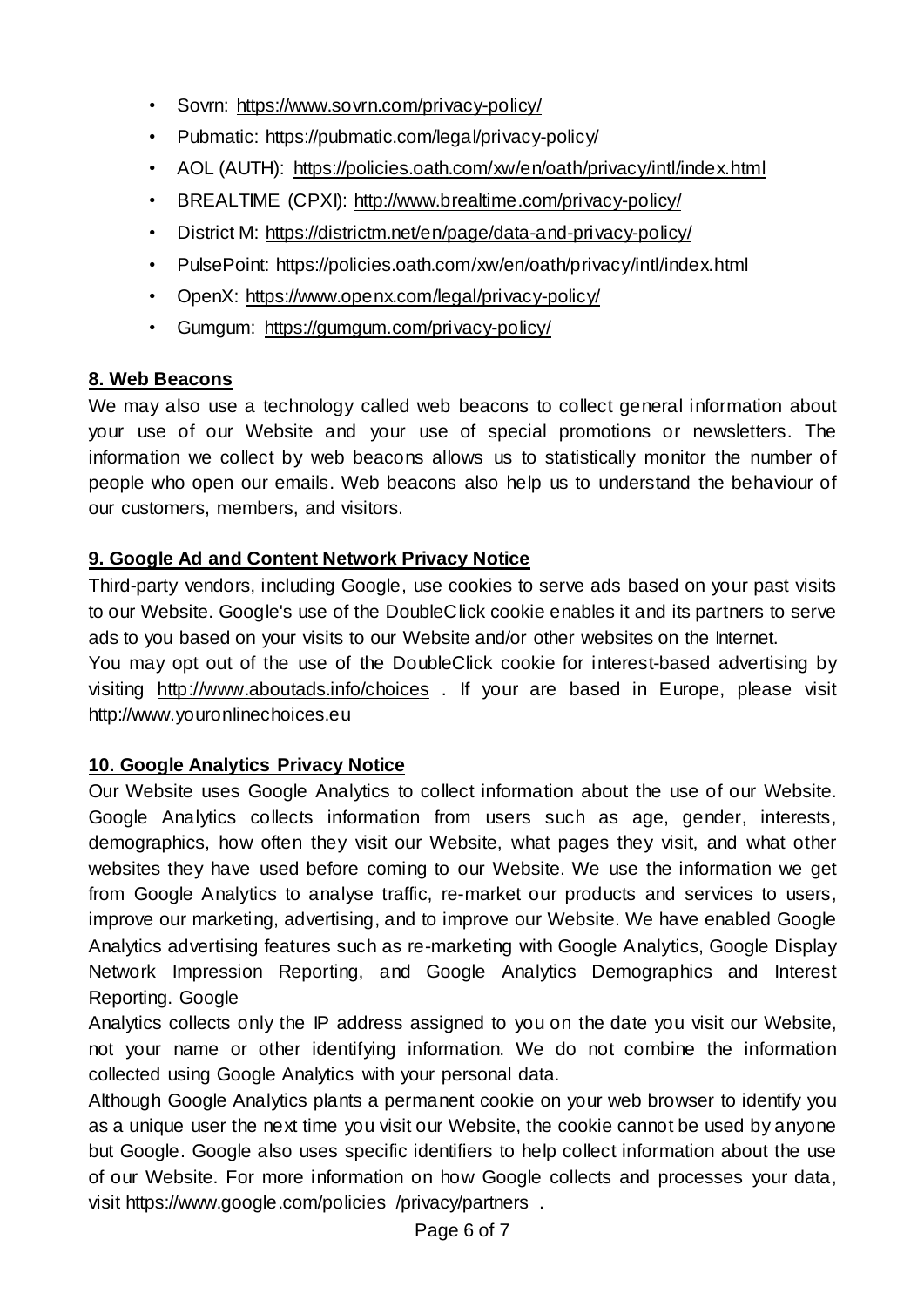- Sovrn: https://www.sovrn.com/privacy-policy/
- Pubmatic: https://pubmatic.com/legal/privacy-policy/
- AOL (AUTH): https://policies.oath.com/xw/en/oath/privacy/intl/index.html
- BREALTIME (CPXI): http://www.brealtime.com/privacy-policy/
- District M: https://districtm.net/en/page/data-and-privacy-policy/
- PulsePoint: https://policies.oath.com/xw/en/oath/privacy/intl/index.html
- OpenX: https://www.openx.com/legal/privacy-policy/
- Gumgum: https://gumgum.com/privacy-policy/

## 8. Web Beacons

We may also use a technology called web beacons to collect general information about your use of our Website and your use of special promotions or newsletters. The information we collect by web beacons allows us to statistically monitor the number of people who open our emails. Web beacons also help us to understand the behaviour of our customers, members, and visitors.

## 9. Google Ad and Content Network Privacy Notice

Third-party vendors, including Google, use cookies to serve ads based on your past visits to our Website. Google's use of the DoubleClick cookie enables it and its partners to serve ads to you based on your visits to our Website and/or other websites on the Internet.
You may opt out of the use of the DoubleClick cookie for interest-based advertising by visiting http://www.aboutads.info/choices . If your are based in Europe, please visit http://www.youronlinechoices.eu

## 10. Google Analytics Privacy Notice

Our Website uses Google Analytics to collect information about the use of our Website. Google Analytics collects information from users such as age, gender, interests, demographics, how often they visit our Website, what pages they visit, and what other websites they have used before coming to our Website. We use the information we get from Google Analytics to analyse traffic, re-market our products and services to users, improve our marketing, advertising, and to improve our Website. We have enabled Google Analytics advertising features such as re-marketing with Google Analytics, Google Display Network Impression Reporting, and Google Analytics Demographics and Interest Reporting. Google
Analytics collects only the IP address assigned to you on the date you visit our Website, not your name or other identifying information. We do not combine the information collected using Google Analytics with your personal data.
Although Google Analytics plants a permanent cookie on your web browser to identify you as a unique user the next time you visit our Website, the cookie cannot be used by anyone but Google. Google also uses specific identifiers to help collect information about the use of our Website. For more information on how Google collects and processes your data, visit https://www.google.com/policies /privacy/partners .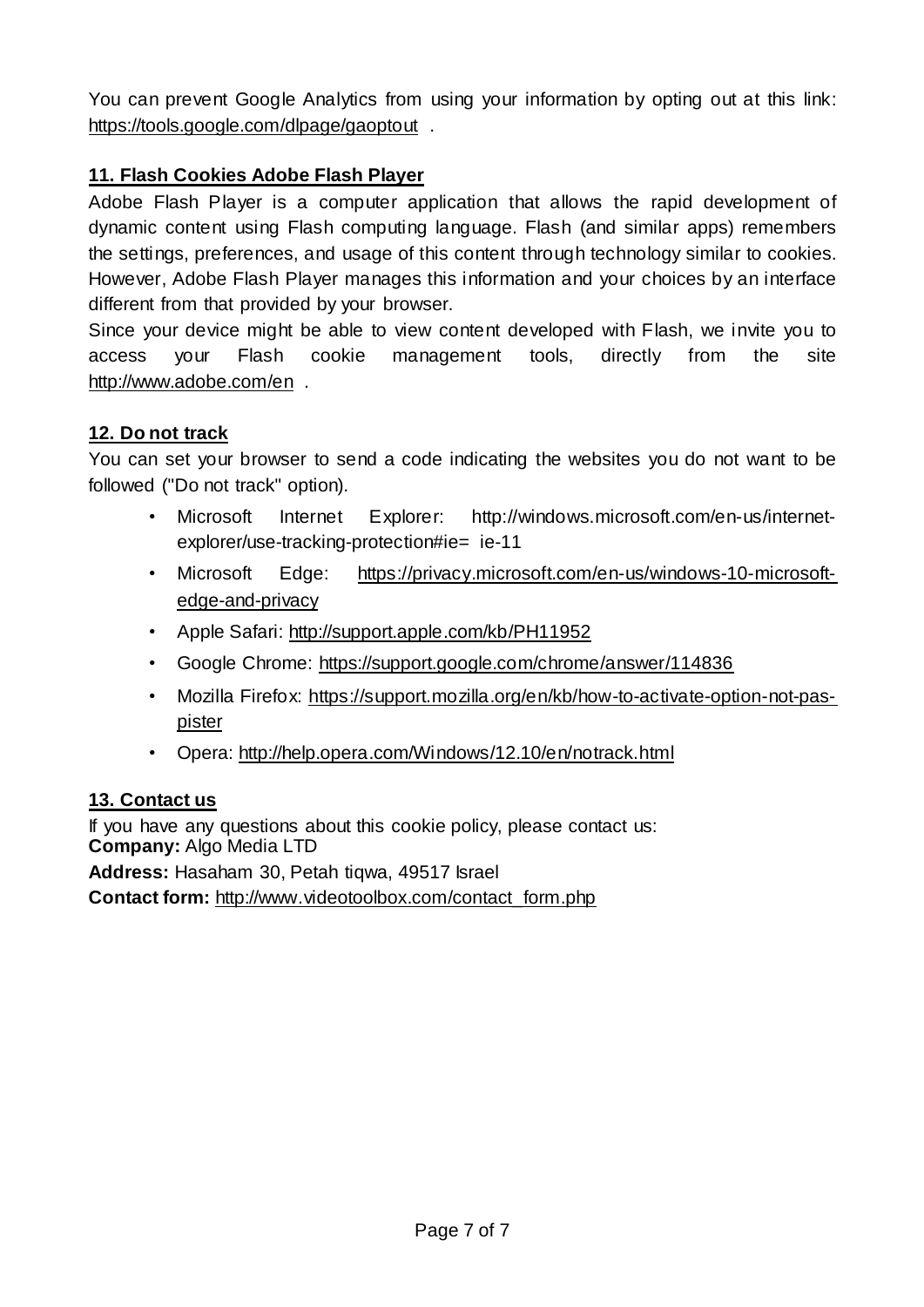You can prevent Google Analytics from using your information by opting out at this link: https://tools.google.com/dlpage/gaoptout .

## 11. Flash Cookies Adobe Flash Player

Adobe Flash Player is a computer application that allows the rapid development of dynamic content using Flash computing language. Flash (and similar apps) remembers the settings, preferences, and usage of this content through technology similar to cookies. However, Adobe Flash Player manages this information and your choices by an interface different from that provided by your browser.

Since your device might be able to view content developed with Flash, we invite you to access your Flash cookie management tools, directly from the site http://www.adobe.com/en .

## 12. Do not track

You can set your browser to send a code indicating the websites you do not want to be followed ("Do not track" option).

- Microsoft Internet Explorer: http://windows.microsoft.com/en-us/internet-explorer/use-tracking-protection#ie= ie-11
- Microsoft Edge: https://privacy.microsoft.com/en-us/windows-10-microsoft-edge-and-privacy
- Apple Safari: http://support.apple.com/kb/PH11952
- Google Chrome: https://support.google.com/chrome/answer/114836
- Mozilla Firefox: https://support.mozilla.org/en/kb/how-to-activate-option-not-pas-pister
- Opera: http://help.opera.com/Windows/12.10/en/notrack.html

## 13. Contact us

If you have any questions about this cookie policy, please contact us:

**Company:** Algo Media LTD

**Address:** Hasaham 30, Petah tiqwa, 49517 Israel

**Contact form:** http://www.videotoolbox.com/contact_form.php